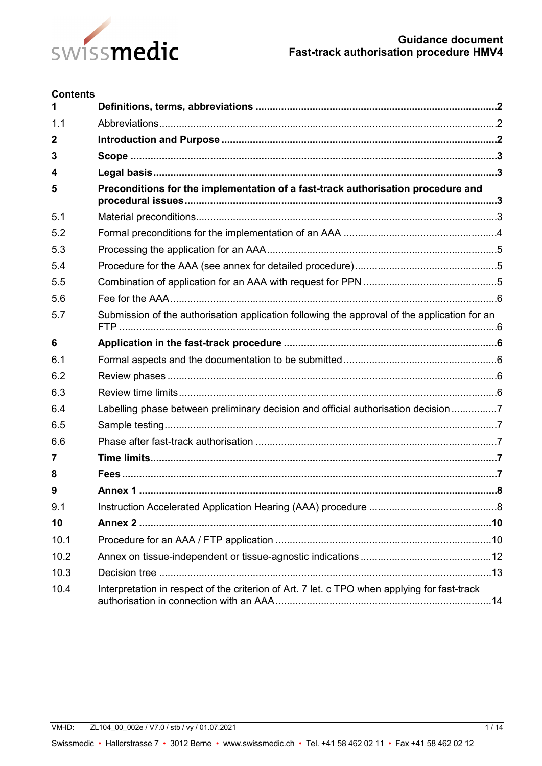# Guidance document
# Fast-track authorisation procedure HMV4

**Contents**

**1 Definitions, terms, abbreviations ....... 2**

1.1 Abbreviations ....... 2

**2 Introduction and Purpose ....... 2**

**3 Scope ....... 3**

**4 Legal basis ....... 3**

**5 Preconditions for the implementation of a fast-track authorisation procedure and procedural issues ....... 3**

5.1 Material preconditions ....... 3

5.2 Formal preconditions for the implementation of an AAA ....... 4

5.3 Processing the application for an AAA ....... 5

5.4 Procedure for the AAA (see annex for detailed procedure) ....... 5

5.5 Combination of application for an AAA with request for PPN ....... 5

5.6 Fee for the AAA ....... 6

5.7 Submission of the authorisation application following the approval of the application for an FTP ....... 6

**6 Application in the fast-track procedure ....... 6**

6.1 Formal aspects and the documentation to be submitted ....... 6

6.2 Review phases ....... 6

6.3 Review time limits ....... 6

6.4 Labelling phase between preliminary decision and official authorisation decision ....... 7

6.5 Sample testing ....... 7

6.6 Phase after fast-track authorisation ....... 7

**7 Time limits ....... 7**

**8 Fees ....... 7**

**9 Annex 1 ....... 8**

9.1 Instruction Accelerated Application Hearing (AAA) procedure ....... 8

**10 Annex 2 ....... 10**

10.1 Procedure for an AAA / FTP application ....... 10

10.2 Annex on tissue-independent or tissue-agnostic indications ....... 12

10.3 Decision tree ....... 13

10.4 Interpretation in respect of the criterion of Art. 7 let. c TPO when applying for fast-track authorisation in connection with an AAA ....... 14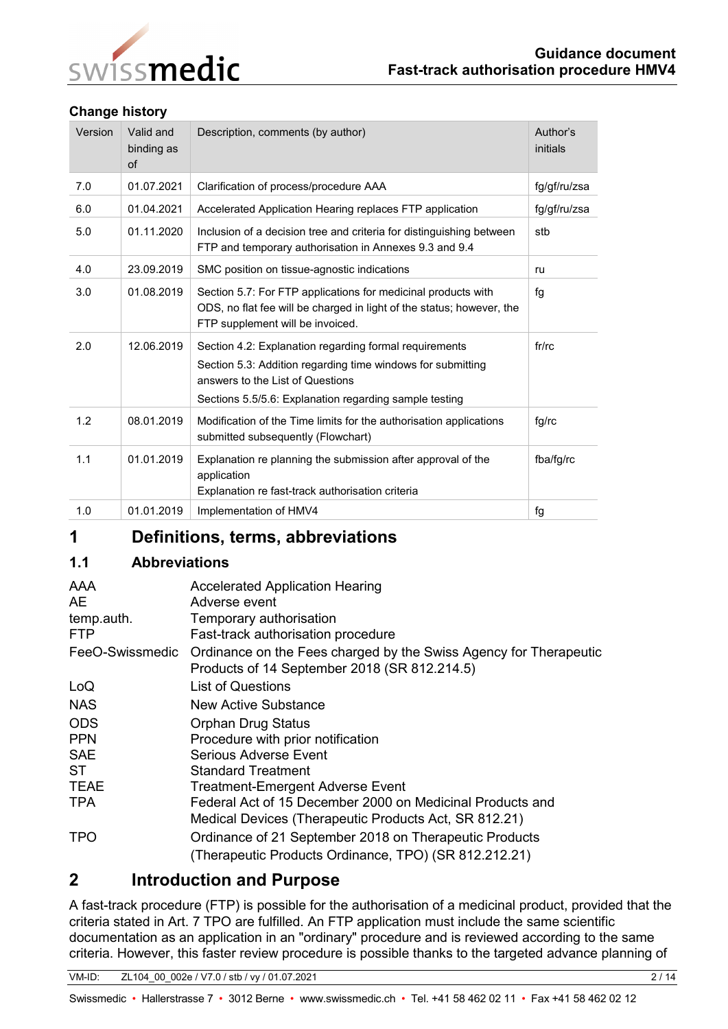## Change history

| Version | Valid and binding as of | Description, comments (by author) | Author's initials |
|---|---|---|---|
| 7.0 | 01.07.2021 | Clarification of process/procedure AAA | fg/gf/ru/zsa |
| 6.0 | 01.04.2021 | Accelerated Application Hearing replaces FTP application | fg/gf/ru/zsa |
| 5.0 | 01.11.2020 | Inclusion of a decision tree and criteria for distinguishing between FTP and temporary authorisation in Annexes 9.3 and 9.4 | stb |
| 4.0 | 23.09.2019 | SMC position on tissue-agnostic indications | ru |
| 3.0 | 01.08.2019 | Section 5.7: For FTP applications for medicinal products with ODS, no flat fee will be charged in light of the status; however, the FTP supplement will be invoiced. | fg |
| 2.0 | 12.06.2019 | Section 4.2: Explanation regarding formal requirements<br>Section 5.3: Addition regarding time windows for submitting answers to the List of Questions<br>Sections 5.5/5.6: Explanation regarding sample testing | fr/rc |
| 1.2 | 08.01.2019 | Modification of the Time limits for the authorisation applications submitted subsequently (Flowchart) | fg/rc |
| 1.1 | 01.01.2019 | Explanation re planning the submission after approval of the application<br>Explanation re fast-track authorisation criteria | fba/fg/rc |
| 1.0 | 01.01.2019 | Implementation of HMV4 | fg |

# 1 Definitions, terms, abbreviations

## 1.1 Abbreviations

| | |
|---|---|
| AAA | Accelerated Application Hearing |
| AE | Adverse event |
| temp.auth. | Temporary authorisation |
| FTP | Fast-track authorisation procedure |
| FeeO-Swissmedic | Ordinance on the Fees charged by the Swiss Agency for Therapeutic Products of 14 September 2018 (SR 812.214.5) |
| LoQ | List of Questions |
| NAS | New Active Substance |
| ODS | Orphan Drug Status |
| PPN | Procedure with prior notification |
| SAE | Serious Adverse Event |
| ST | Standard Treatment |
| TEAE | Treatment-Emergent Adverse Event |
| TPA | Federal Act of 15 December 2000 on Medicinal Products and Medical Devices (Therapeutic Products Act, SR 812.21) |
| TPO | Ordinance of 21 September 2018 on Therapeutic Products (Therapeutic Products Ordinance, TPO) (SR 812.212.21) |

# 2 Introduction and Purpose

A fast-track procedure (FTP) is possible for the authorisation of a medicinal product, provided that the criteria stated in Art. 7 TPO are fulfilled. An FTP application must include the same scientific documentation as an application in an "ordinary" procedure and is reviewed according to the same criteria. However, this faster review procedure is possible thanks to the targeted advance planning of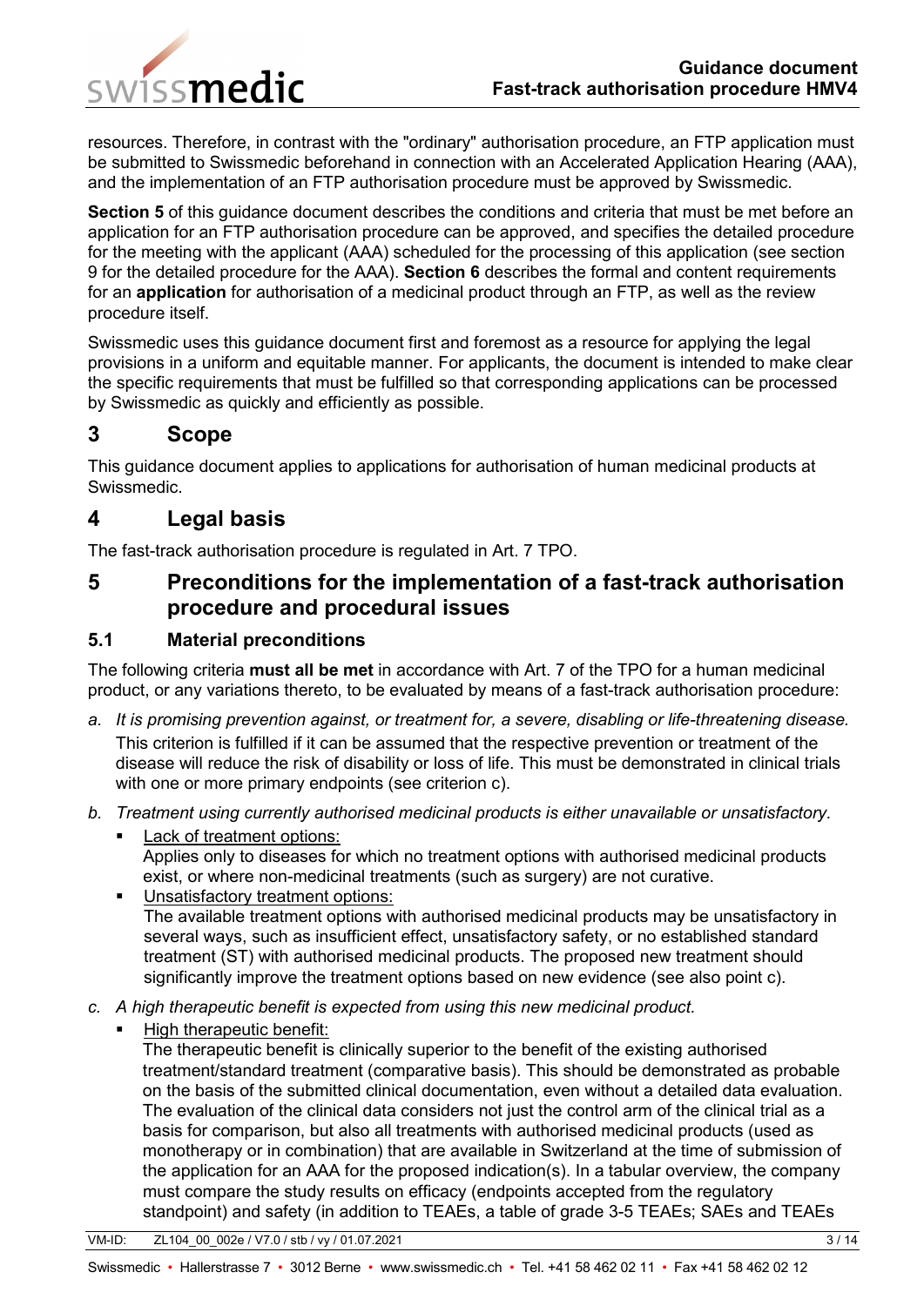resources. Therefore, in contrast with the "ordinary" authorisation procedure, an FTP application must be submitted to Swissmedic beforehand in connection with an Accelerated Application Hearing (AAA), and the implementation of an FTP authorisation procedure must be approved by Swissmedic.

**Section 5** of this guidance document describes the conditions and criteria that must be met before an application for an FTP authorisation procedure can be approved, and specifies the detailed procedure for the meeting with the applicant (AAA) scheduled for the processing of this application (see section 9 for the detailed procedure for the AAA). **Section 6** describes the formal and content requirements for an **application** for authorisation of a medicinal product through an FTP, as well as the review procedure itself.

Swissmedic uses this guidance document first and foremost as a resource for applying the legal provisions in a uniform and equitable manner. For applicants, the document is intended to make clear the specific requirements that must be fulfilled so that corresponding applications can be processed by Swissmedic as quickly and efficiently as possible.

# 3 Scope

This guidance document applies to applications for authorisation of human medicinal products at Swissmedic.

# 4 Legal basis

The fast-track authorisation procedure is regulated in Art. 7 TPO.

# 5 Preconditions for the implementation of a fast-track authorisation procedure and procedural issues

## 5.1 Material preconditions

The following criteria **must all be met** in accordance with Art. 7 of the TPO for a human medicinal product, or any variations thereto, to be evaluated by means of a fast-track authorisation procedure:

a. *It is promising prevention against, or treatment for, a severe, disabling or life-threatening disease.*
   This criterion is fulfilled if it can be assumed that the respective prevention or treatment of the disease will reduce the risk of disability or loss of life. This must be demonstrated in clinical trials with one or more primary endpoints (see criterion c).

b. *Treatment using currently authorised medicinal products is either unavailable or unsatisfactory.*
   - Lack of treatment options:
     Applies only to diseases for which no treatment options with authorised medicinal products exist, or where non-medicinal treatments (such as surgery) are not curative.
   - Unsatisfactory treatment options:
     The available treatment options with authorised medicinal products may be unsatisfactory in several ways, such as insufficient effect, unsatisfactory safety, or no established standard treatment (ST) with authorised medicinal products. The proposed new treatment should significantly improve the treatment options based on new evidence (see also point c).

c. *A high therapeutic benefit is expected from using this new medicinal product.*
   - High therapeutic benefit:
     The therapeutic benefit is clinically superior to the benefit of the existing authorised treatment/standard treatment (comparative basis). This should be demonstrated as probable on the basis of the submitted clinical documentation, even without a detailed data evaluation. The evaluation of the clinical data considers not just the control arm of the clinical trial as a basis for comparison, but also all treatments with authorised medicinal products (used as monotherapy or in combination) that are available in Switzerland at the time of submission of the application for an AAA for the proposed indication(s). In a tabular overview, the company must compare the study results on efficacy (endpoints accepted from the regulatory standpoint) and safety (in addition to TEAEs, a table of grade 3-5 TEAEs; SAEs and TEAEs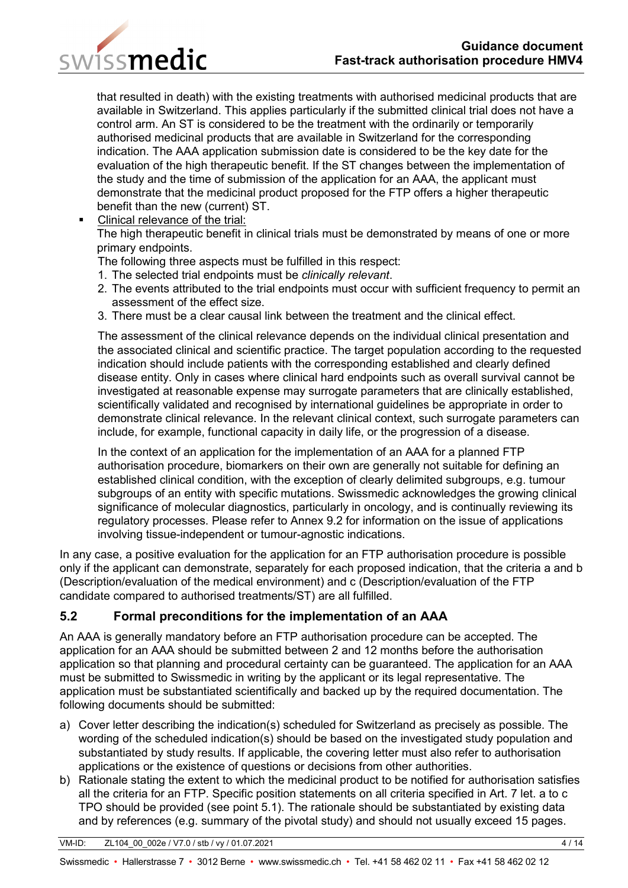that resulted in death) with the existing treatments with authorised medicinal products that are available in Switzerland. This applies particularly if the submitted clinical trial does not have a control arm. An ST is considered to be the treatment with the ordinarily or temporarily authorised medicinal products that are available in Switzerland for the corresponding indication. The AAA application submission date is considered to be the key date for the evaluation of the high therapeutic benefit. If the ST changes between the implementation of the study and the time of submission of the application for an AAA, the applicant must demonstrate that the medicinal product proposed for the FTP offers a higher therapeutic benefit than the new (current) ST.

- <u>Clinical relevance of the trial:</u>
  The high therapeutic benefit in clinical trials must be demonstrated by means of one or more primary endpoints.
  The following three aspects must be fulfilled in this respect:
  1. The selected trial endpoints must be *clinically relevant*.
  2. The events attributed to the trial endpoints must occur with sufficient frequency to permit an assessment of the effect size.
  3. There must be a clear causal link between the treatment and the clinical effect.

  The assessment of the clinical relevance depends on the individual clinical presentation and the associated clinical and scientific practice. The target population according to the requested indication should include patients with the corresponding established and clearly defined disease entity. Only in cases where clinical hard endpoints such as overall survival cannot be investigated at reasonable expense may surrogate parameters that are clinically established, scientifically validated and recognised by international guidelines be appropriate in order to demonstrate clinical relevance. In the relevant clinical context, such surrogate parameters can include, for example, functional capacity in daily life, or the progression of a disease.

  In the context of an application for the implementation of an AAA for a planned FTP authorisation procedure, biomarkers on their own are generally not suitable for defining an established clinical condition, with the exception of clearly delimited subgroups, e.g. tumour subgroups of an entity with specific mutations. Swissmedic acknowledges the growing clinical significance of molecular diagnostics, particularly in oncology, and is continually reviewing its regulatory processes. Please refer to Annex 9.2 for information on the issue of applications involving tissue-independent or tumour-agnostic indications.

In any case, a positive evaluation for the application for an FTP authorisation procedure is possible only if the applicant can demonstrate, separately for each proposed indication, that the criteria a and b (Description/evaluation of the medical environment) and c (Description/evaluation of the FTP candidate compared to authorised treatments/ST) are all fulfilled.

## 5.2 Formal preconditions for the implementation of an AAA

An AAA is generally mandatory before an FTP authorisation procedure can be accepted. The application for an AAA should be submitted between 2 and 12 months before the authorisation application so that planning and procedural certainty can be guaranteed. The application for an AAA must be submitted to Swissmedic in writing by the applicant or its legal representative. The application must be substantiated scientifically and backed up by the required documentation. The following documents should be submitted:

a) Cover letter describing the indication(s) scheduled for Switzerland as precisely as possible. The wording of the scheduled indication(s) should be based on the investigated study population and substantiated by study results. If applicable, the covering letter must also refer to authorisation applications or the existence of questions or decisions from other authorities.

b) Rationale stating the extent to which the medicinal product to be notified for authorisation satisfies all the criteria for an FTP. Specific position statements on all criteria specified in Art. 7 let. a to c TPO should be provided (see point 5.1). The rationale should be substantiated by existing data and by references (e.g. summary of the pivotal study) and should not usually exceed 15 pages.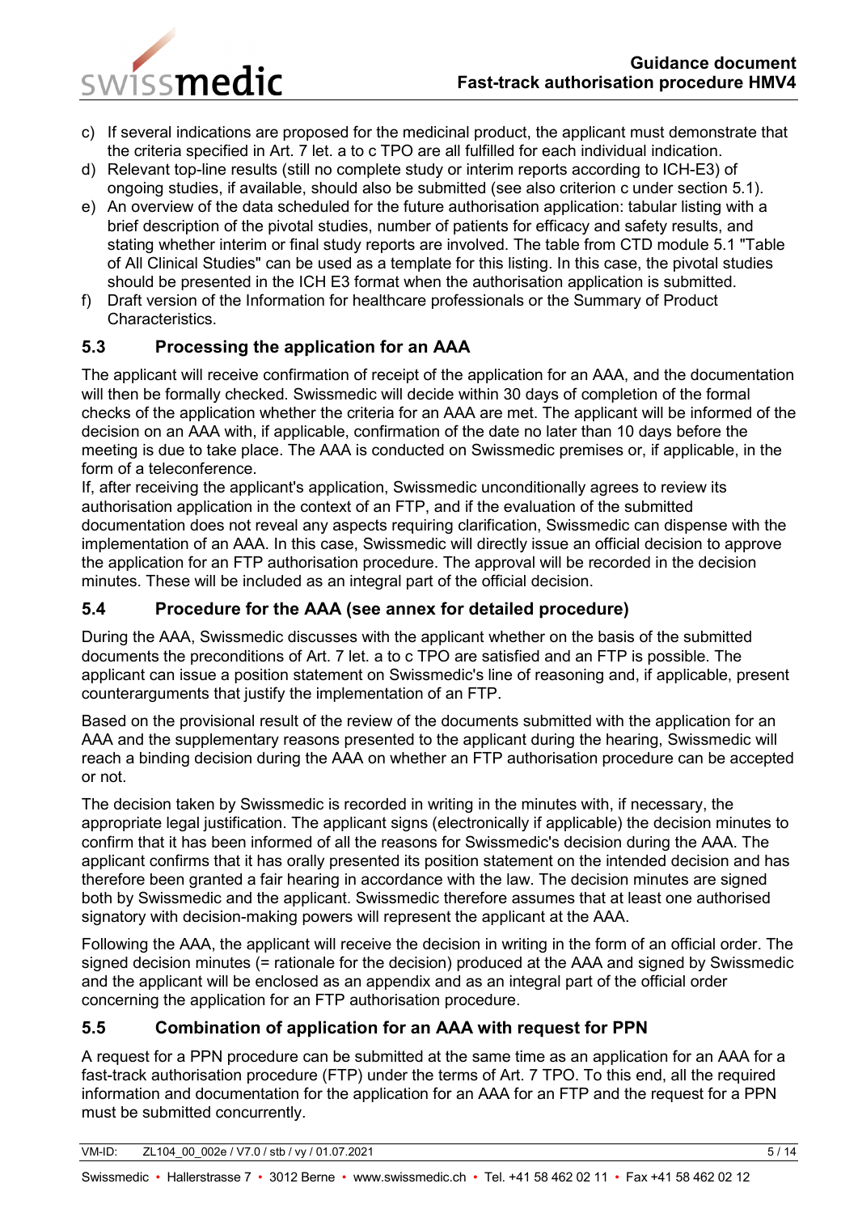c) If several indications are proposed for the medicinal product, the applicant must demonstrate that the criteria specified in Art. 7 let. a to c TPO are all fulfilled for each individual indication.
d) Relevant top-line results (still no complete study or interim reports according to ICH-E3) of ongoing studies, if available, should also be submitted (see also criterion c under section 5.1).
e) An overview of the data scheduled for the future authorisation application: tabular listing with a brief description of the pivotal studies, number of patients for efficacy and safety results, and stating whether interim or final study reports are involved. The table from CTD module 5.1 "Table of All Clinical Studies" can be used as a template for this listing. In this case, the pivotal studies should be presented in the ICH E3 format when the authorisation application is submitted.
f) Draft version of the Information for healthcare professionals or the Summary of Product Characteristics.

## 5.3 Processing the application for an AAA

The applicant will receive confirmation of receipt of the application for an AAA, and the documentation will then be formally checked. Swissmedic will decide within 30 days of completion of the formal checks of the application whether the criteria for an AAA are met. The applicant will be informed of the decision on an AAA with, if applicable, confirmation of the date no later than 10 days before the meeting is due to take place. The AAA is conducted on Swissmedic premises or, if applicable, in the form of a teleconference.
If, after receiving the applicant's application, Swissmedic unconditionally agrees to review its authorisation application in the context of an FTP, and if the evaluation of the submitted documentation does not reveal any aspects requiring clarification, Swissmedic can dispense with the implementation of an AAA. In this case, Swissmedic will directly issue an official decision to approve the application for an FTP authorisation procedure. The approval will be recorded in the decision minutes. These will be included as an integral part of the official decision.

## 5.4 Procedure for the AAA (see annex for detailed procedure)

During the AAA, Swissmedic discusses with the applicant whether on the basis of the submitted documents the preconditions of Art. 7 let. a to c TPO are satisfied and an FTP is possible. The applicant can issue a position statement on Swissmedic's line of reasoning and, if applicable, present counterarguments that justify the implementation of an FTP.

Based on the provisional result of the review of the documents submitted with the application for an AAA and the supplementary reasons presented to the applicant during the hearing, Swissmedic will reach a binding decision during the AAA on whether an FTP authorisation procedure can be accepted or not.

The decision taken by Swissmedic is recorded in writing in the minutes with, if necessary, the appropriate legal justification. The applicant signs (electronically if applicable) the decision minutes to confirm that it has been informed of all the reasons for Swissmedic's decision during the AAA. The applicant confirms that it has orally presented its position statement on the intended decision and has therefore been granted a fair hearing in accordance with the law. The decision minutes are signed both by Swissmedic and the applicant. Swissmedic therefore assumes that at least one authorised signatory with decision-making powers will represent the applicant at the AAA.

Following the AAA, the applicant will receive the decision in writing in the form of an official order. The signed decision minutes (= rationale for the decision) produced at the AAA and signed by Swissmedic and the applicant will be enclosed as an appendix and as an integral part of the official order concerning the application for an FTP authorisation procedure.

## 5.5 Combination of application for an AAA with request for PPN

A request for a PPN procedure can be submitted at the same time as an application for an AAA for a fast-track authorisation procedure (FTP) under the terms of Art. 7 TPO. To this end, all the required information and documentation for the application for an AAA for an FTP and the request for a PPN must be submitted concurrently.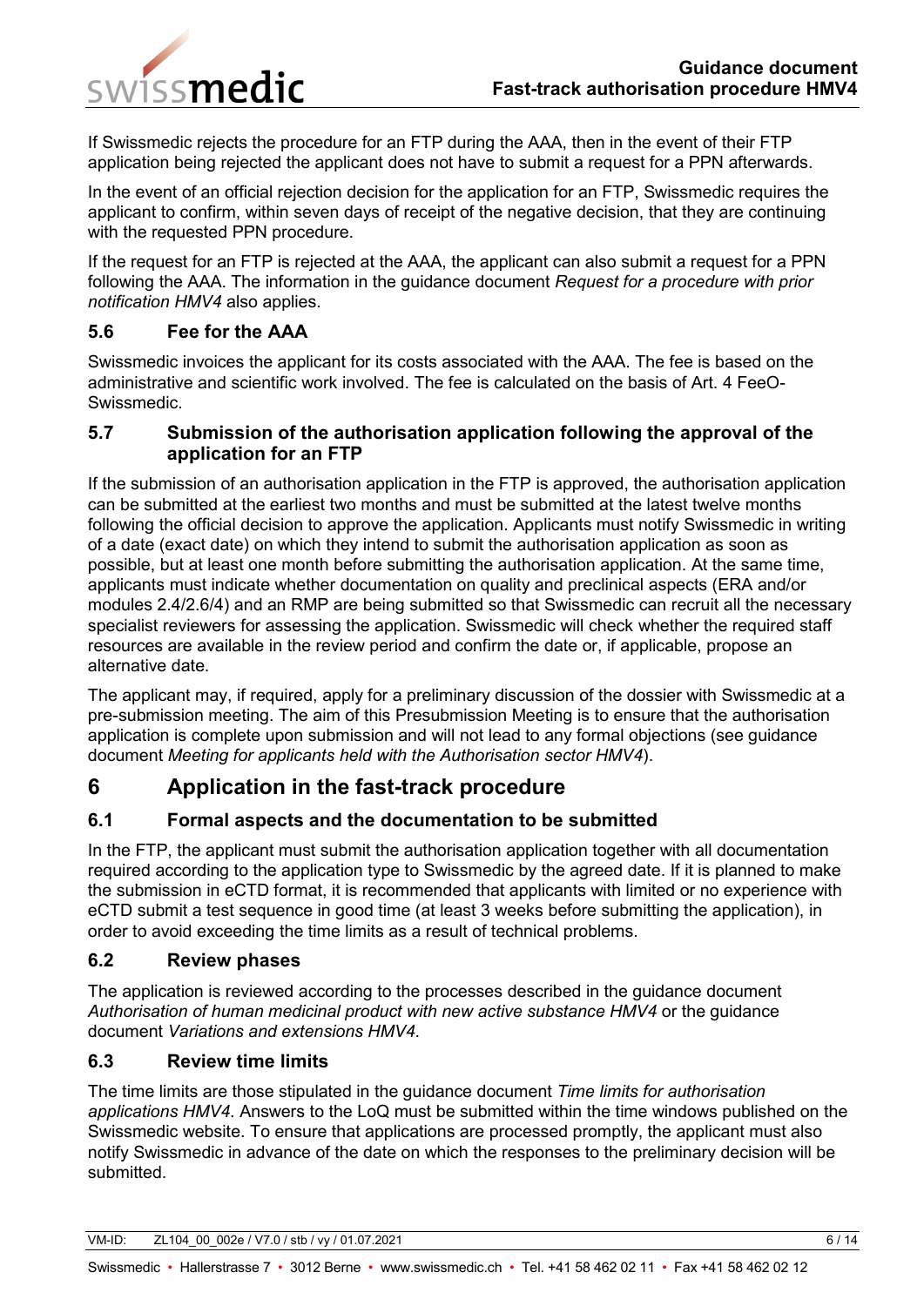If Swissmedic rejects the procedure for an FTP during the AAA, then in the event of their FTP application being rejected the applicant does not have to submit a request for a PPN afterwards.

In the event of an official rejection decision for the application for an FTP, Swissmedic requires the applicant to confirm, within seven days of receipt of the negative decision, that they are continuing with the requested PPN procedure.

If the request for an FTP is rejected at the AAA, the applicant can also submit a request for a PPN following the AAA. The information in the guidance document *Request for a procedure with prior notification HMV4* also applies.

### 5.6 Fee for the AAA

Swissmedic invoices the applicant for its costs associated with the AAA. The fee is based on the administrative and scientific work involved. The fee is calculated on the basis of Art. 4 FeeO-Swissmedic.

### 5.7 Submission of the authorisation application following the approval of the application for an FTP

If the submission of an authorisation application in the FTP is approved, the authorisation application can be submitted at the earliest two months and must be submitted at the latest twelve months following the official decision to approve the application. Applicants must notify Swissmedic in writing of a date (exact date) on which they intend to submit the authorisation application as soon as possible, but at least one month before submitting the authorisation application. At the same time, applicants must indicate whether documentation on quality and preclinical aspects (ERA and/or modules 2.4/2.6/4) and an RMP are being submitted so that Swissmedic can recruit all the necessary specialist reviewers for assessing the application. Swissmedic will check whether the required staff resources are available in the review period and confirm the date or, if applicable, propose an alternative date.

The applicant may, if required, apply for a preliminary discussion of the dossier with Swissmedic at a pre-submission meeting. The aim of this Presubmission Meeting is to ensure that the authorisation application is complete upon submission and will not lead to any formal objections (see guidance document *Meeting for applicants held with the Authorisation sector HMV4*).

## 6 Application in the fast-track procedure

### 6.1 Formal aspects and the documentation to be submitted

In the FTP, the applicant must submit the authorisation application together with all documentation required according to the application type to Swissmedic by the agreed date. If it is planned to make the submission in eCTD format, it is recommended that applicants with limited or no experience with eCTD submit a test sequence in good time (at least 3 weeks before submitting the application), in order to avoid exceeding the time limits as a result of technical problems.

### 6.2 Review phases

The application is reviewed according to the processes described in the guidance document *Authorisation of human medicinal product with new active substance HMV4* or the guidance document *Variations and extensions HMV4*.

### 6.3 Review time limits

The time limits are those stipulated in the guidance document *Time limits for authorisation applications HMV4*. Answers to the LoQ must be submitted within the time windows published on the Swissmedic website. To ensure that applications are processed promptly, the applicant must also notify Swissmedic in advance of the date on which the responses to the preliminary decision will be submitted.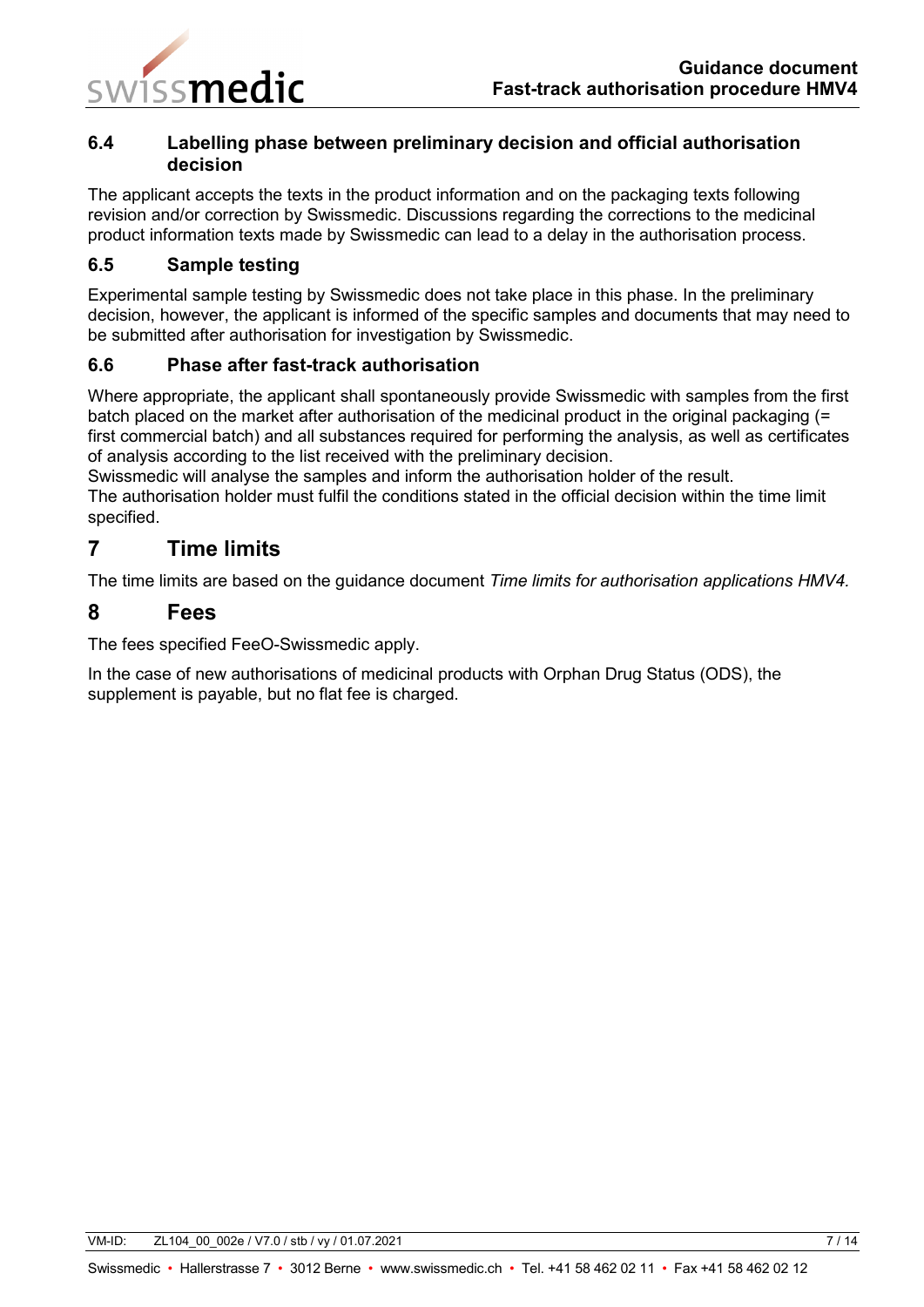### 6.4 Labelling phase between preliminary decision and official authorisation decision

The applicant accepts the texts in the product information and on the packaging texts following revision and/or correction by Swissmedic. Discussions regarding the corrections to the medicinal product information texts made by Swissmedic can lead to a delay in the authorisation process.

### 6.5 Sample testing

Experimental sample testing by Swissmedic does not take place in this phase. In the preliminary decision, however, the applicant is informed of the specific samples and documents that may need to be submitted after authorisation for investigation by Swissmedic.

### 6.6 Phase after fast-track authorisation

Where appropriate, the applicant shall spontaneously provide Swissmedic with samples from the first batch placed on the market after authorisation of the medicinal product in the original packaging (= first commercial batch) and all substances required for performing the analysis, as well as certificates of analysis according to the list received with the preliminary decision.
Swissmedic will analyse the samples and inform the authorisation holder of the result.
The authorisation holder must fulfil the conditions stated in the official decision within the time limit specified.

## 7 Time limits

The time limits are based on the guidance document *Time limits for authorisation applications HMV4.*

## 8 Fees

The fees specified FeeO-Swissmedic apply.

In the case of new authorisations of medicinal products with Orphan Drug Status (ODS), the supplement is payable, but no flat fee is charged.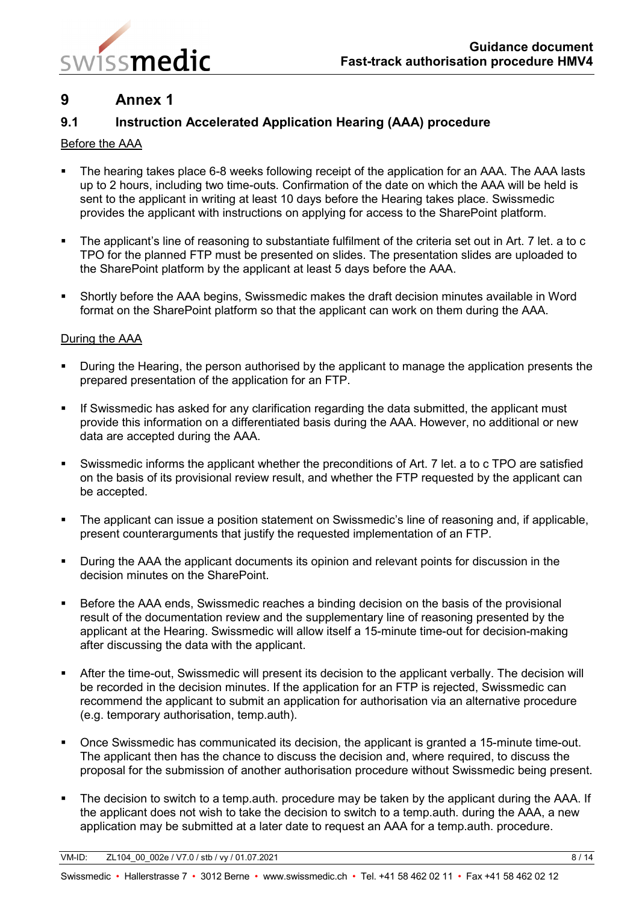# 9 Annex 1

## 9.1 Instruction Accelerated Application Hearing (AAA) procedure

Before the AAA

- The hearing takes place 6-8 weeks following receipt of the application for an AAA. The AAA lasts up to 2 hours, including two time-outs. Confirmation of the date on which the AAA will be held is sent to the applicant in writing at least 10 days before the Hearing takes place. Swissmedic provides the applicant with instructions on applying for access to the SharePoint platform.
- The applicant's line of reasoning to substantiate fulfilment of the criteria set out in Art. 7 let. a to c TPO for the planned FTP must be presented on slides. The presentation slides are uploaded to the SharePoint platform by the applicant at least 5 days before the AAA.
- Shortly before the AAA begins, Swissmedic makes the draft decision minutes available in Word format on the SharePoint platform so that the applicant can work on them during the AAA.

During the AAA

- During the Hearing, the person authorised by the applicant to manage the application presents the prepared presentation of the application for an FTP.
- If Swissmedic has asked for any clarification regarding the data submitted, the applicant must provide this information on a differentiated basis during the AAA. However, no additional or new data are accepted during the AAA.
- Swissmedic informs the applicant whether the preconditions of Art. 7 let. a to c TPO are satisfied on the basis of its provisional review result, and whether the FTP requested by the applicant can be accepted.
- The applicant can issue a position statement on Swissmedic's line of reasoning and, if applicable, present counterarguments that justify the requested implementation of an FTP.
- During the AAA the applicant documents its opinion and relevant points for discussion in the decision minutes on the SharePoint.
- Before the AAA ends, Swissmedic reaches a binding decision on the basis of the provisional result of the documentation review and the supplementary line of reasoning presented by the applicant at the Hearing. Swissmedic will allow itself a 15-minute time-out for decision-making after discussing the data with the applicant.
- After the time-out, Swissmedic will present its decision to the applicant verbally. The decision will be recorded in the decision minutes. If the application for an FTP is rejected, Swissmedic can recommend the applicant to submit an application for authorisation via an alternative procedure (e.g. temporary authorisation, temp.auth).
- Once Swissmedic has communicated its decision, the applicant is granted a 15-minute time-out. The applicant then has the chance to discuss the decision and, where required, to discuss the proposal for the submission of another authorisation procedure without Swissmedic being present.
- The decision to switch to a temp.auth. procedure may be taken by the applicant during the AAA. If the applicant does not wish to take the decision to switch to a temp.auth. during the AAA, a new application may be submitted at a later date to request an AAA for a temp.auth. procedure.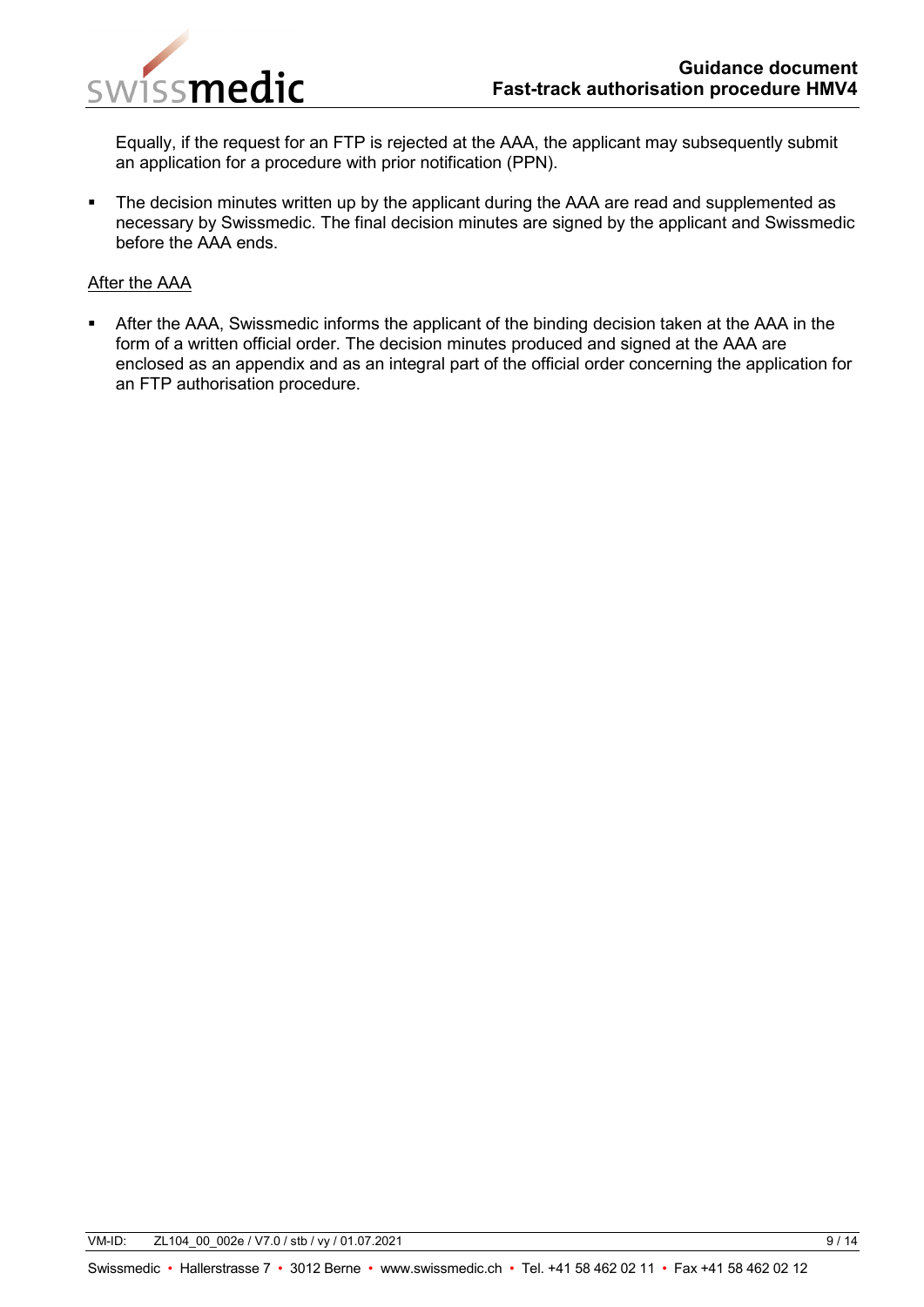Equally, if the request for an FTP is rejected at the AAA, the applicant may subsequently submit an application for a procedure with prior notification (PPN).

- The decision minutes written up by the applicant during the AAA are read and supplemented as necessary by Swissmedic. The final decision minutes are signed by the applicant and Swissmedic before the AAA ends.

<u>After the AAA</u>

- After the AAA, Swissmedic informs the applicant of the binding decision taken at the AAA in the form of a written official order. The decision minutes produced and signed at the AAA are enclosed as an appendix and as an integral part of the official order concerning the application for an FTP authorisation procedure.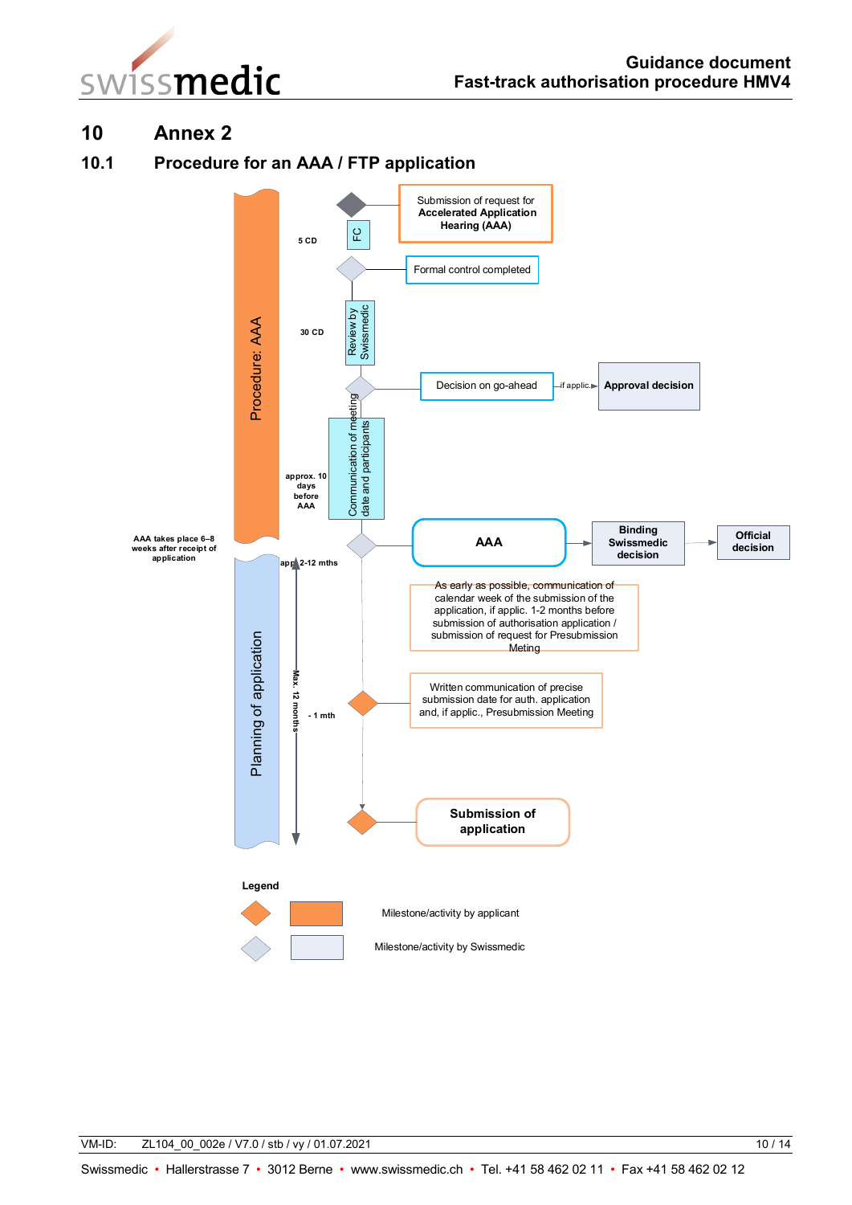# 10 Annex 2

## 10.1 Procedure for an AAA / FTP application

Procedure: AAA

Submission of request for **Accelerated Application Hearing (AAA)**

FC

5 CD

Formal control completed

Review by Swissmedic

30 CD

Decision on go-ahead — if applic. → **Approval decision**

Communication of meeting date and participants

approx. 10 days before AAA

AAA takes place 6–8 weeks after receipt of application

**AAA** → **Binding Swissmedic decision** → **Official decision**

Planning of application

app. 2-12 mths

Max. 12 months

As early as possible, communication of calendar week of the submission of the application, if applic. 1-2 months before submission of authorisation application / submission of request for Presubmission Meting

- 1 mth

Written communication of precise submission date for auth. application and, if applic., Presubmission Meeting

**Submission of application**

**Legend**

Milestone/activity by applicant

Milestone/activity by Swissmedic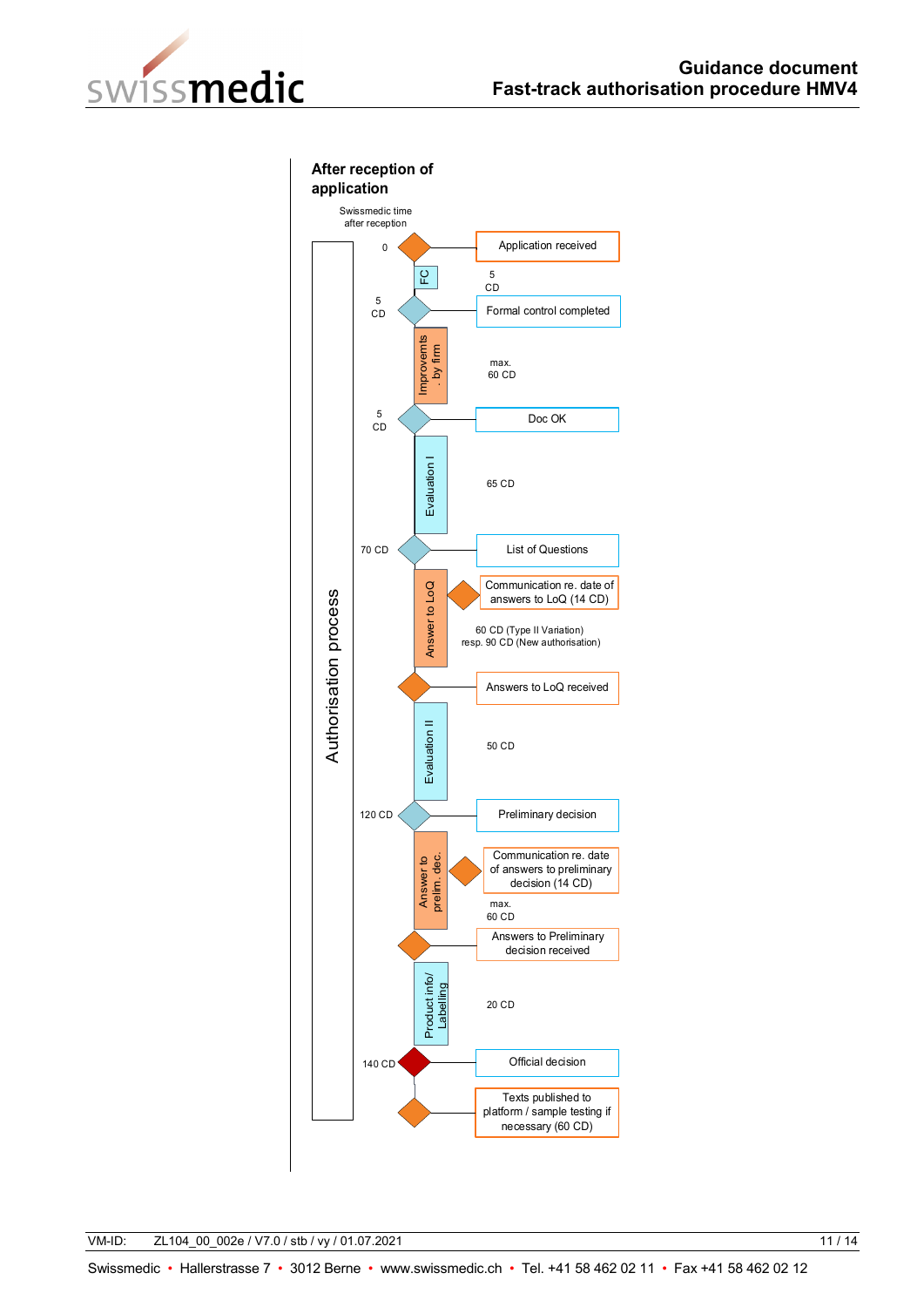## After reception of application

Swissmedic time after reception

**Authorisation process**

| Swissmedic time after reception | Phase | Duration | Milestone |
|---|---|---|---|
| 0 | | | Application received |
| | FC | 5 CD | |
| 5 CD | | | Formal control completed |
| | Improvemts. by firm | max. 60 CD | |
| 5 CD | | | Doc OK |
| | Evaluation I | 65 CD | |
| 70 CD | | | List of Questions |
| | Answer to LoQ | 60 CD (Type II Variation) resp. 90 CD (New authorisation) | Communication re. date of answers to LoQ (14 CD) |
| | | | Answers to LoQ received |
| | Evaluation II | 50 CD | |
| 120 CD | | | Preliminary decision |
| | Answer to prelim. dec. | max. 60 CD | Communication re. date of answers to preliminary decision (14 CD) |
| | | | Answers to Preliminary decision received |
| | Product info/ Labeling | 20 CD | |
| 140 CD | | | Official decision |
| | | | Texts published to platform / sample testing if necessary (60 CD) |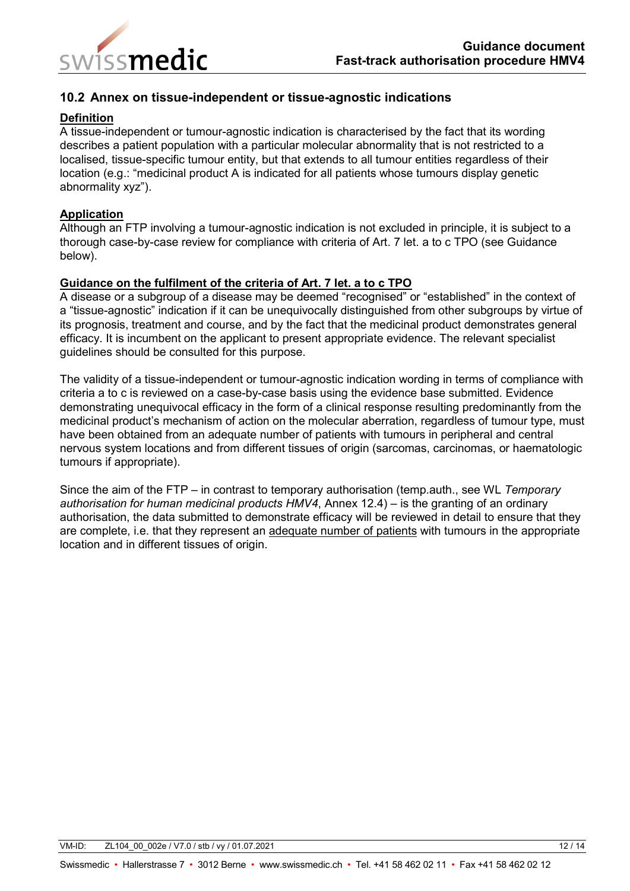## 10.2 Annex on tissue-independent or tissue-agnostic indications

**Definition**

A tissue-independent or tumour-agnostic indication is characterised by the fact that its wording describes a patient population with a particular molecular abnormality that is not restricted to a localised, tissue-specific tumour entity, but that extends to all tumour entities regardless of their location (e.g.: "medicinal product A is indicated for all patients whose tumours display genetic abnormality xyz").

**Application**

Although an FTP involving a tumour-agnostic indication is not excluded in principle, it is subject to a thorough case-by-case review for compliance with criteria of Art. 7 let. a to c TPO (see Guidance below).

**Guidance on the fulfilment of the criteria of Art. 7 let. a to c TPO**

A disease or a subgroup of a disease may be deemed "recognised" or "established" in the context of a "tissue-agnostic" indication if it can be unequivocally distinguished from other subgroups by virtue of its prognosis, treatment and course, and by the fact that the medicinal product demonstrates general efficacy. It is incumbent on the applicant to present appropriate evidence. The relevant specialist guidelines should be consulted for this purpose.

The validity of a tissue-independent or tumour-agnostic indication wording in terms of compliance with criteria a to c is reviewed on a case-by-case basis using the evidence base submitted. Evidence demonstrating unequivocal efficacy in the form of a clinical response resulting predominantly from the medicinal product's mechanism of action on the molecular aberration, regardless of tumour type, must have been obtained from an adequate number of patients with tumours in peripheral and central nervous system locations and from different tissues of origin (sarcomas, carcinomas, or haematologic tumours if appropriate).

Since the aim of the FTP – in contrast to temporary authorisation (temp.auth., see WL *Temporary authorisation for human medicinal products HMV4*, Annex 12.4) – is the granting of an ordinary authorisation, the data submitted to demonstrate efficacy will be reviewed in detail to ensure that they are complete, i.e. that they represent an adequate number of patients with tumours in the appropriate location and in different tissues of origin.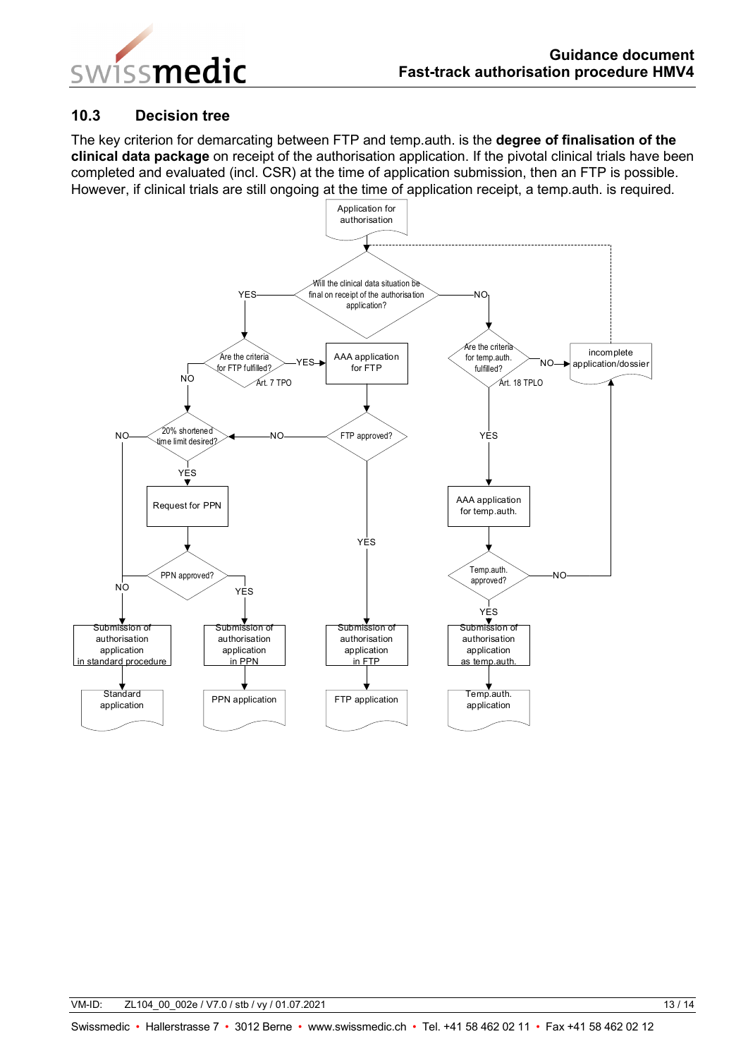## 10.3 Decision tree

The key criterion for demarcating between FTP and temp.auth. is the **degree of finalisation of the clinical data package** on receipt of the authorisation application. If the pivotal clinical trials have been completed and evaluated (incl. CSR) at the time of application submission, then an FTP is possible. However, if clinical trials are still ongoing at the time of application receipt, a temp.auth. is required.

Application for authorisation

Will the clinical data situation be final on receipt of the authorisation application?

- YES → Are the criteria for FTP fulfilled? (Art. 7 TPO)
  - YES → AAA application for FTP → FTP approved?
    - YES → Submission of authorisation application in FTP → FTP application
    - NO → 20% shortened time limit desired?
  - NO → 20% shortened time limit desired?
    - YES → Request for PPN → PPN approved?
      - YES → Submission of authorisation application in PPN → PPN application
      - NO → Submission of authorisation application in standard procedure → Standard application
    - NO → Submission of authorisation application in standard procedure → Standard application
- NO → Are the criteria for temp.auth. fulfilled? (Art. 18 TPLO)
  - YES → AAA application for temp.auth. → Temp.auth. approved?
    - YES → Submission of authorisation application as temp.auth. → Temp.auth. application
    - NO → incomplete application/dossier
  - NO → incomplete application/dossier → (back to) Will the clinical data situation be final on receipt of the authorisation application?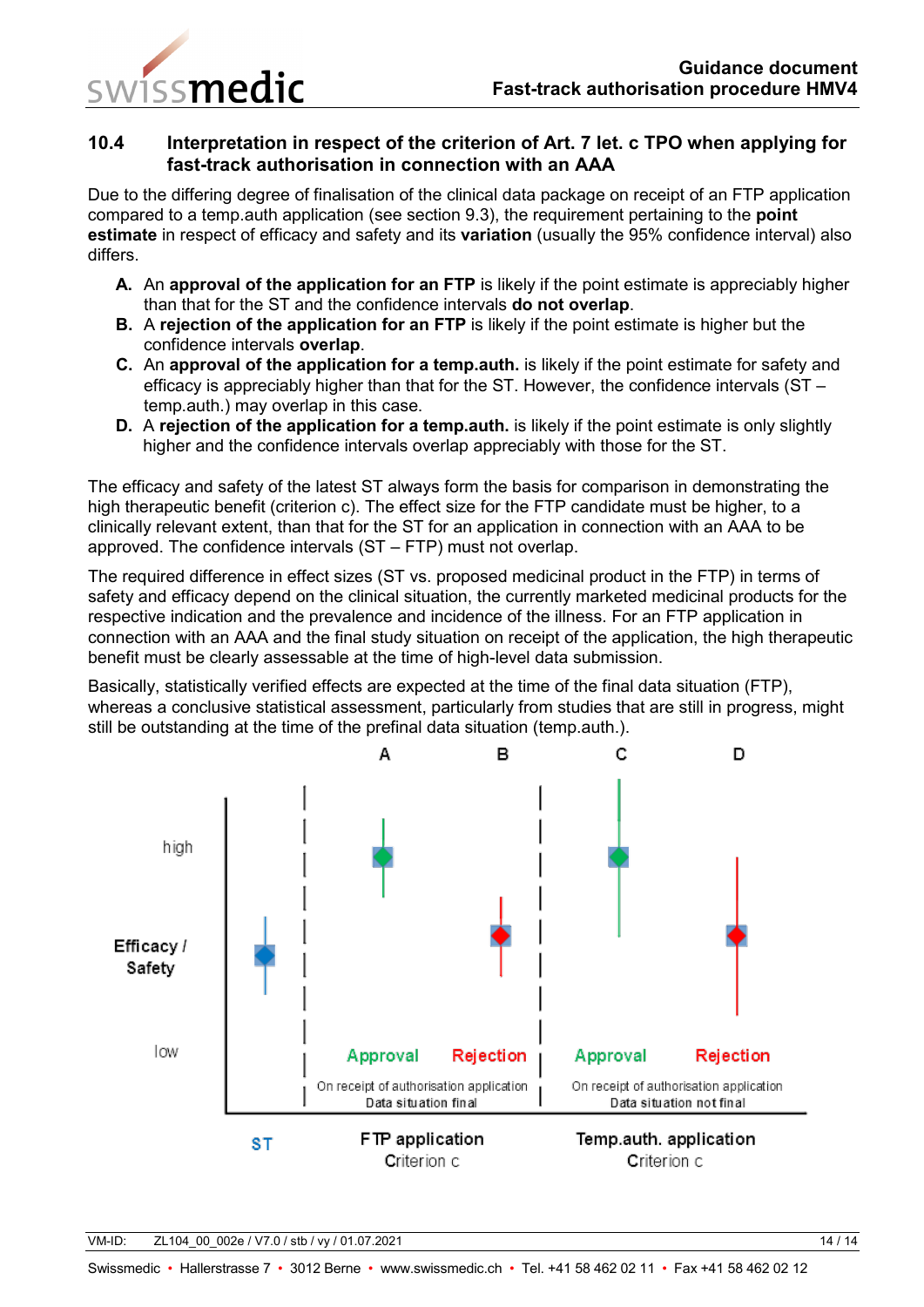### 10.4 Interpretation in respect of the criterion of Art. 7 let. c TPO when applying for fast-track authorisation in connection with an AAA

Due to the differing degree of finalisation of the clinical data package on receipt of an FTP application compared to a temp.auth application (see section 9.3), the requirement pertaining to the **point estimate** in respect of efficacy and safety and its **variation** (usually the 95% confidence interval) also differs.

**A.** An **approval of the application for an FTP** is likely if the point estimate is appreciably higher than that for the ST and the confidence intervals **do not overlap**.

**B.** A **rejection of the application for an FTP** is likely if the point estimate is higher but the confidence intervals **overlap**.

**C.** An **approval of the application for a temp.auth.** is likely if the point estimate for safety and efficacy is appreciably higher than that for the ST. However, the confidence intervals (ST – temp.auth.) may overlap in this case.

**D.** A **rejection of the application for a temp.auth.** is likely if the point estimate is only slightly higher and the confidence intervals overlap appreciably with those for the ST.

The efficacy and safety of the latest ST always form the basis for comparison in demonstrating the high therapeutic benefit (criterion c). The effect size for the FTP candidate must be higher, to a clinically relevant extent, than that for the ST for an application in connection with an AAA to be approved. The confidence intervals (ST – FTP) must not overlap.

The required difference in effect sizes (ST vs. proposed medicinal product in the FTP) in terms of safety and efficacy depend on the clinical situation, the currently marketed medicinal products for the respective indication and the prevalence and incidence of the illness. For an FTP application in connection with an AAA and the final study situation on receipt of the application, the high therapeutic benefit must be clearly assessable at the time of high-level data submission.

Basically, statistically verified effects are expected at the time of the final data situation (FTP), whereas a conclusive statistical assessment, particularly from studies that are still in progress, might still be outstanding at the time of the prefinal data situation (temp.auth.).

A B C D

high

Efficacy / Safety

low

Approval Rejection

On receipt of authorisation application
Data situation final

Approval Rejection

On receipt of authorisation application
Data situation not final

ST

FTP application
Criterion c

Temp.auth. application
Criterion c